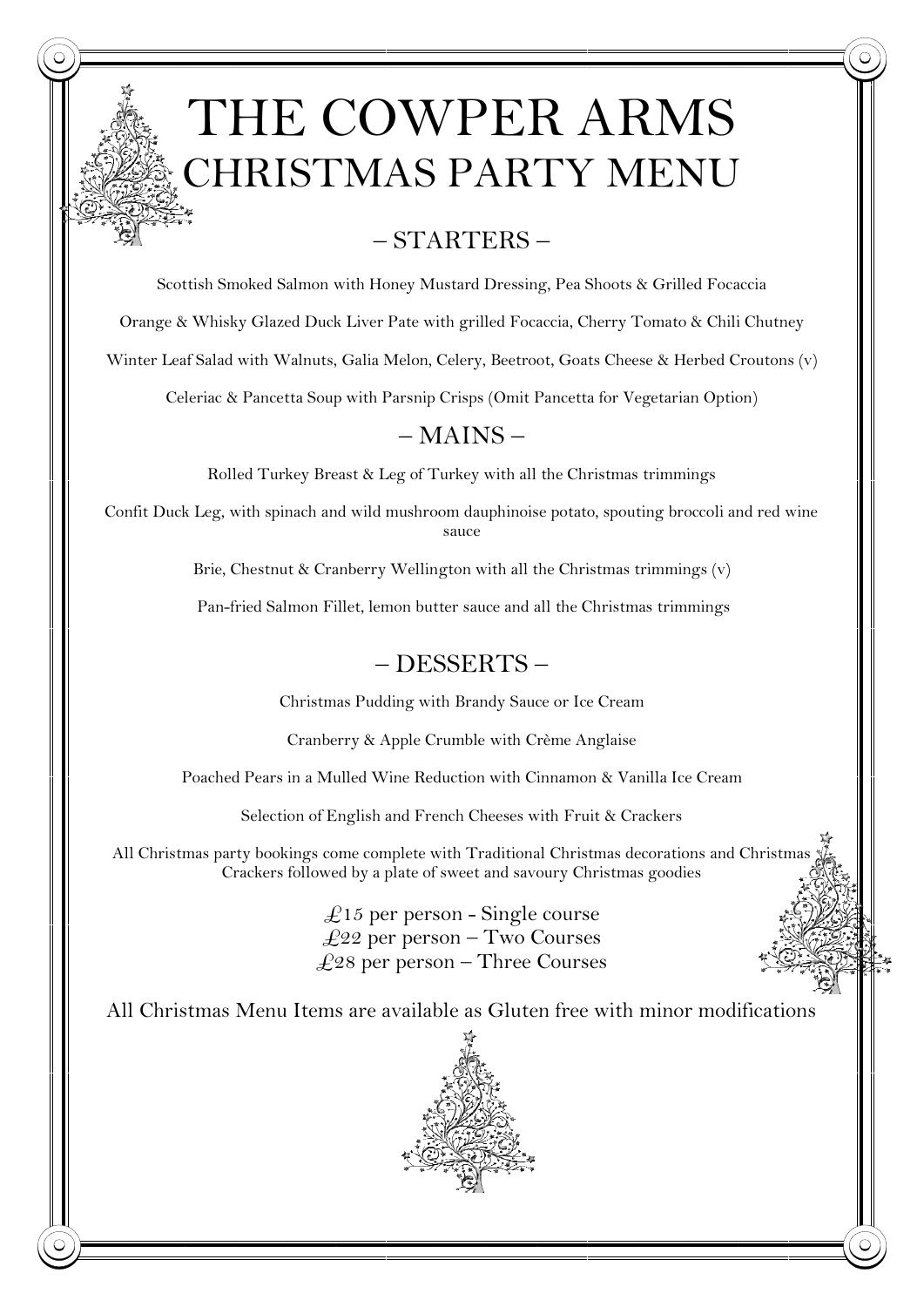# THE COWPER ARMS
## CHRISTMAS PARTY MENU

### – STARTERS –

Scottish Smoked Salmon with Honey Mustard Dressing, Pea Shoots & Grilled Focaccia

Orange & Whisky Glazed Duck Liver Pate with grilled Focaccia, Cherry Tomato & Chili Chutney

Winter Leaf Salad with Walnuts, Galia Melon, Celery, Beetroot, Goats Cheese & Herbed Croutons (v)

Celeriac & Pancetta Soup with Parsnip Crisps (Omit Pancetta for Vegetarian Option)

### – MAINS –

Rolled Turkey Breast & Leg of Turkey with all the Christmas trimmings

Confit Duck Leg, with spinach and wild mushroom dauphinoise potato, spouting broccoli and red wine sauce

Brie, Chestnut & Cranberry Wellington with all the Christmas trimmings (v)

Pan-fried Salmon Fillet, lemon butter sauce and all the Christmas trimmings

### – DESSERTS –

Christmas Pudding with Brandy Sauce or Ice Cream

Cranberry & Apple Crumble with Crème Anglaise

Poached Pears in a Mulled Wine Reduction with Cinnamon & Vanilla Ice Cream

Selection of English and French Cheeses with Fruit & Crackers

All Christmas party bookings come complete with Traditional Christmas decorations and Christmas Crackers followed by a plate of sweet and savoury Christmas goodies

£15 per person - Single course
£22 per person – Two Courses
£28 per person – Three Courses

All Christmas Menu Items are available as Gluten free with minor modifications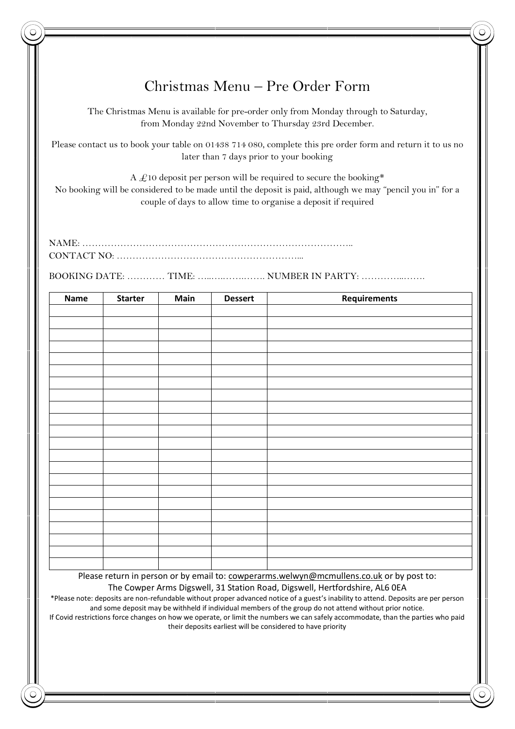# Christmas Menu – Pre Order Form

The Christmas Menu is available for pre-order only from Monday through to Saturday, from Monday 22nd November to Thursday 23rd December.

Please contact us to book your table on 01438 714 080, complete this pre order form and return it to us no later than 7 days prior to your booking

A £10 deposit per person will be required to secure the booking*

No booking will be considered to be made until the deposit is paid, although we may "pencil you in" for a couple of days to allow time to organise a deposit if required

NAME: ……………………………………………………………………………..

CONTACT NO: …………………………………………………...

BOOKING DATE: ………… TIME: …..….…..……. NUMBER IN PARTY: …………..…….

| Name | Starter | Main | Dessert | Requirements |
|---|---|---|---|---|
| | | | | |
| | | | | |
| | | | | |
| | | | | |
| | | | | |
| | | | | |
| | | | | |
| | | | | |
| | | | | |
| | | | | |
| | | | | |
| | | | | |
| | | | | |
| | | | | |
| | | | | |
| | | | | |
| | | | | |
| | | | | |
| | | | | |
| | | | | |
| | | | | |
| | | | | |

Please return in person or by email to: cowperarms.welwyn@mcmullens.co.uk or by post to:
The Cowper Arms Digswell, 31 Station Road, Digswell, Hertfordshire, AL6 0EA

*Please note: deposits are non-refundable without proper advanced notice of a guest's inability to attend. Deposits are per person and some deposit may be withheld if individual members of the group do not attend without prior notice.

If Covid restrictions force changes on how we operate, or limit the numbers we can safely accommodate, than the parties who paid their deposits earliest will be considered to have priority